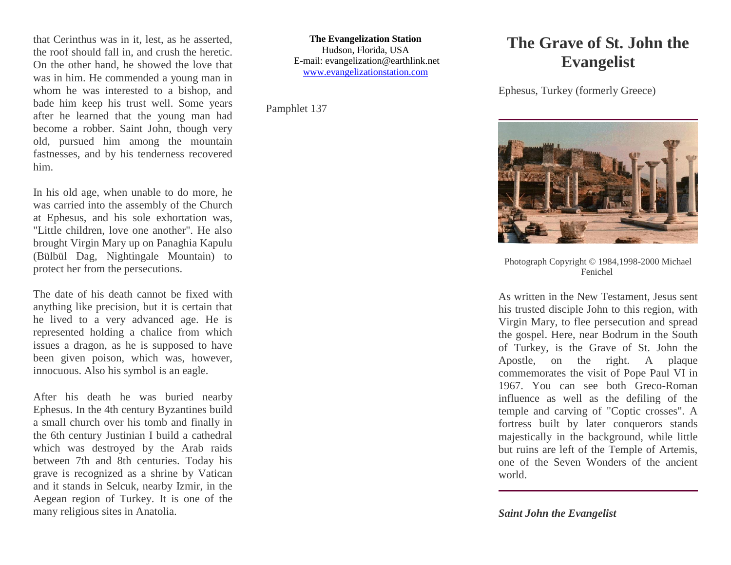that Cerinthus was in it, lest, as he asserted, the roof should fall in, and crush the heretic. On the other hand, he showed the love that was in him. He commended a young man in whom he was interested to a bishop, and bade him keep his trust well. Some years after he learned that the young man had become a robber. Saint John, though very old, pursued him among the mountain fastnesses, and by his tenderness recovered him.

In his old age, when unable to do more, he was carried into the assembly of the Church at Ephesus, and his sole exhortation was, "Little children, love one another". He also brought Virgin Mary up on Panaghia Kapulu (Bülbül Dag, Nightingale Mountain) to protect her from the persecutions.

The date of his death cannot be fixed with anything like precision, but it is certain that he lived to a very advanced age. He is represented holding a chalice from which issues a dragon, as he is supposed to have been given poison, which was, however, innocuous. Also his symbol is an eagle.

After his death he was buried nearby Ephesus. In the 4th century Byzantines build a small church over his tomb and finally in the 6th century Justinian I build a cathedral which was destroyed by the Arab raids between 7th and 8th centuries. Today his grave is recognized as a shrine by Vatican and it stands in Selcuk, nearby Izmir, in the Aegean region of Turkey. It is one of the many religious sites in Anatolia.

**The Evangelization Station**
Hudson, Florida, USA
E-mail: evangelization@earthlink.net
www.evangelizationstation.com

Pamphlet 137

# The Grave of St. John the Evangelist

Ephesus, Turkey (formerly Greece)

Photograph Copyright © 1984,1998-2000 Michael Fenichel

As written in the New Testament, Jesus sent his trusted disciple John to this region, with Virgin Mary, to flee persecution and spread the gospel. Here, near Bodrum in the South of Turkey, is the Grave of St. John the Apostle, on the right. A plaque commemorates the visit of Pope Paul VI in 1967. You can see both Greco-Roman influence as well as the defiling of the temple and carving of "Coptic crosses". A fortress built by later conquerors stands majestically in the background, while little but ruins are left of the Temple of Artemis, one of the Seven Wonders of the ancient world.

***Saint John the Evangelist***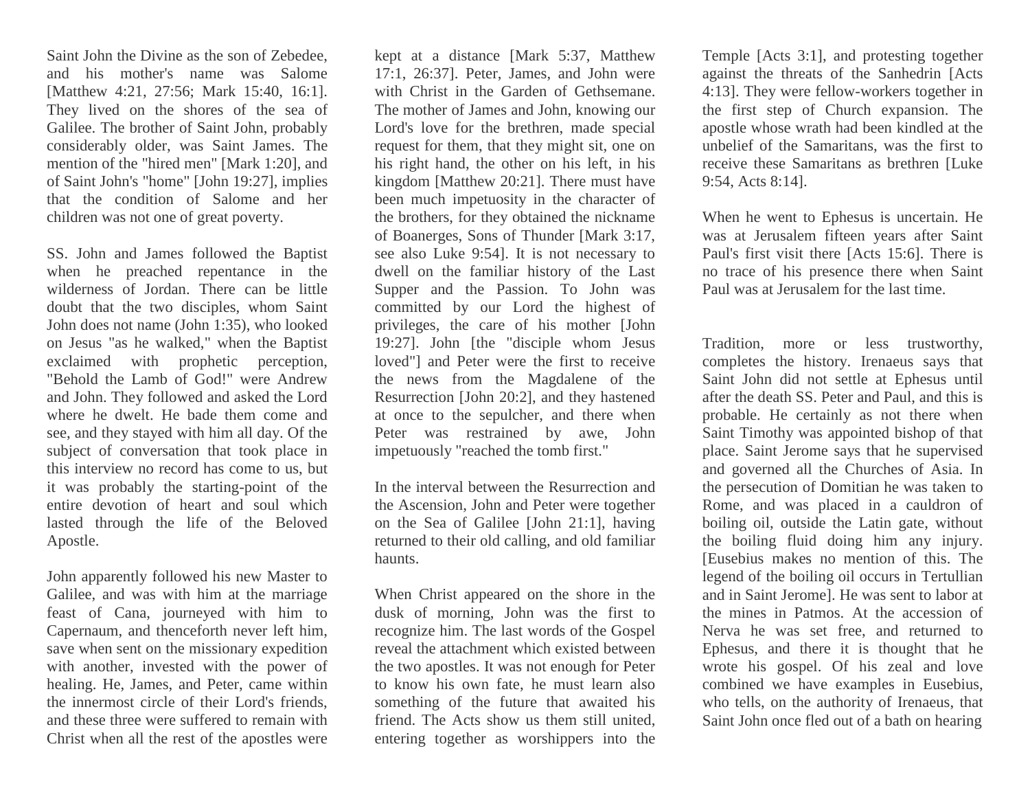Saint John the Divine as the son of Zebedee, and his mother's name was Salome [Matthew 4:21, 27:56; Mark 15:40, 16:1]. They lived on the shores of the sea of Galilee. The brother of Saint John, probably considerably older, was Saint James. The mention of the "hired men" [Mark 1:20], and of Saint John's "home" [John 19:27], implies that the condition of Salome and her children was not one of great poverty.

SS. John and James followed the Baptist when he preached repentance in the wilderness of Jordan. There can be little doubt that the two disciples, whom Saint John does not name (John 1:35), who looked on Jesus "as he walked," when the Baptist exclaimed with prophetic perception, "Behold the Lamb of God!" were Andrew and John. They followed and asked the Lord where he dwelt. He bade them come and see, and they stayed with him all day. Of the subject of conversation that took place in this interview no record has come to us, but it was probably the starting-point of the entire devotion of heart and soul which lasted through the life of the Beloved Apostle.

John apparently followed his new Master to Galilee, and was with him at the marriage feast of Cana, journeyed with him to Capernaum, and thenceforth never left him, save when sent on the missionary expedition with another, invested with the power of healing. He, James, and Peter, came within the innermost circle of their Lord's friends, and these three were suffered to remain with Christ when all the rest of the apostles were kept at a distance [Mark 5:37, Matthew 17:1, 26:37]. Peter, James, and John were with Christ in the Garden of Gethsemane. The mother of James and John, knowing our Lord's love for the brethren, made special request for them, that they might sit, one on his right hand, the other on his left, in his kingdom [Matthew 20:21]. There must have been much impetuosity in the character of the brothers, for they obtained the nickname of Boanerges, Sons of Thunder [Mark 3:17, see also Luke 9:54]. It is not necessary to dwell on the familiar history of the Last Supper and the Passion. To John was committed by our Lord the highest of privileges, the care of his mother [John 19:27]. John [the "disciple whom Jesus loved"] and Peter were the first to receive the news from the Magdalene of the Resurrection [John 20:2], and they hastened at once to the sepulcher, and there when Peter was restrained by awe, John impetuously "reached the tomb first."

In the interval between the Resurrection and the Ascension, John and Peter were together on the Sea of Galilee [John 21:1], having returned to their old calling, and old familiar haunts.

When Christ appeared on the shore in the dusk of morning, John was the first to recognize him. The last words of the Gospel reveal the attachment which existed between the two apostles. It was not enough for Peter to know his own fate, he must learn also something of the future that awaited his friend. The Acts show us them still united, entering together as worshippers into the Temple [Acts 3:1], and protesting together against the threats of the Sanhedrin [Acts 4:13]. They were fellow-workers together in the first step of Church expansion. The apostle whose wrath had been kindled at the unbelief of the Samaritans, was the first to receive these Samaritans as brethren [Luke 9:54, Acts 8:14].

When he went to Ephesus is uncertain. He was at Jerusalem fifteen years after Saint Paul's first visit there [Acts 15:6]. There is no trace of his presence there when Saint Paul was at Jerusalem for the last time.

Tradition, more or less trustworthy, completes the history. Irenaeus says that Saint John did not settle at Ephesus until after the death SS. Peter and Paul, and this is probable. He certainly as not there when Saint Timothy was appointed bishop of that place. Saint Jerome says that he supervised and governed all the Churches of Asia. In the persecution of Domitian he was taken to Rome, and was placed in a cauldron of boiling oil, outside the Latin gate, without the boiling fluid doing him any injury. [Eusebius makes no mention of this. The legend of the boiling oil occurs in Tertullian and in Saint Jerome]. He was sent to labor at the mines in Patmos. At the accession of Nerva he was set free, and returned to Ephesus, and there it is thought that he wrote his gospel. Of his zeal and love combined we have examples in Eusebius, who tells, on the authority of Irenaeus, that Saint John once fled out of a bath on hearing